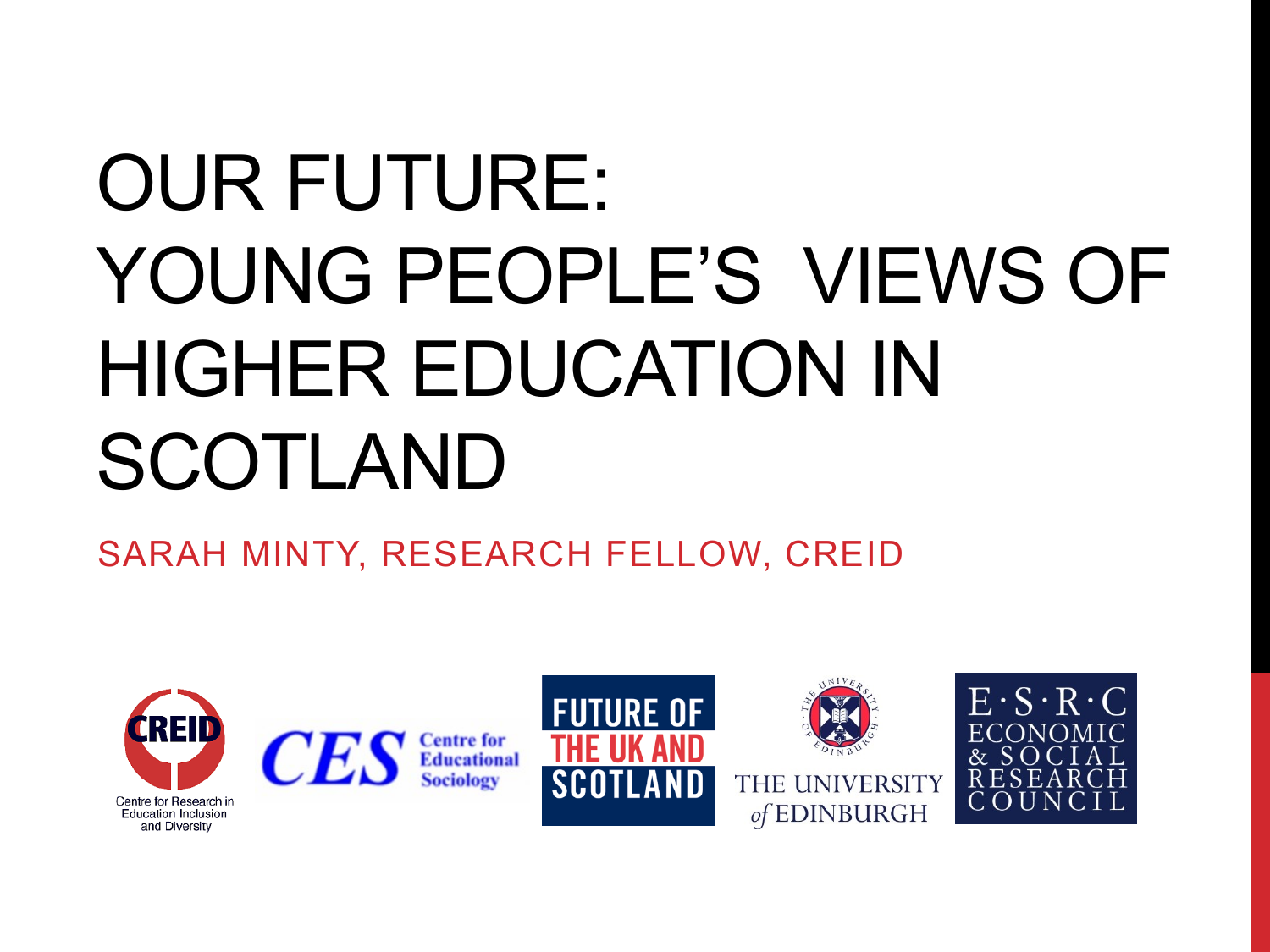# OUR FUTURE: YOUNG PEOPLE'S VIEWS OF HIGHER EDUCATION IN SCOTLAND

SARAH MINTY, RESEARCH FELLOW, CREID

CREID Centre for Research in Education Inclusion and Diversity

CES Centre for Educational Sociology

FUTURE OF THE UK AND SCOTLAND

THE UNIVERSITY of EDINBURGH

E·S·R·C ECONOMIC & SOCIAL RESEARCH COUNCIL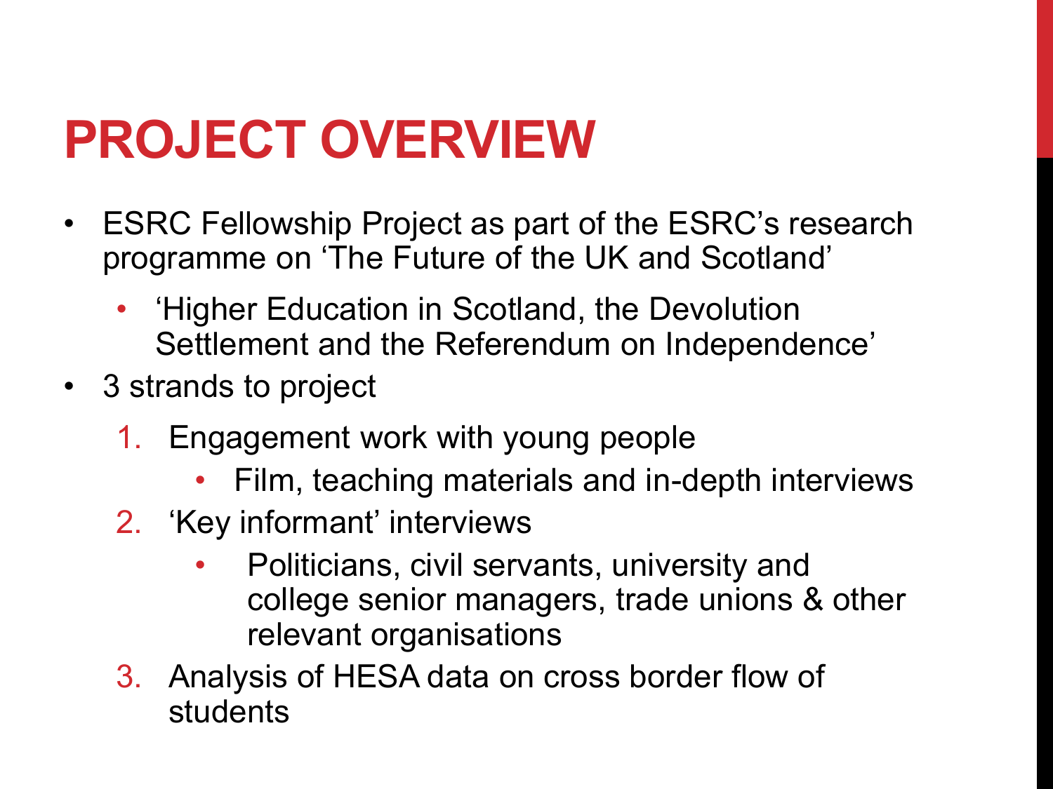# PROJECT OVERVIEW

- ESRC Fellowship Project as part of the ESRC's research programme on 'The Future of the UK and Scotland'
  - 'Higher Education in Scotland, the Devolution Settlement and the Referendum on Independence'
- 3 strands to project
  1. Engagement work with young people
     - Film, teaching materials and in-depth interviews
  2. 'Key informant' interviews
     - Politicians, civil servants, university and college senior managers, trade unions & other relevant organisations
  3. Analysis of HESA data on cross border flow of students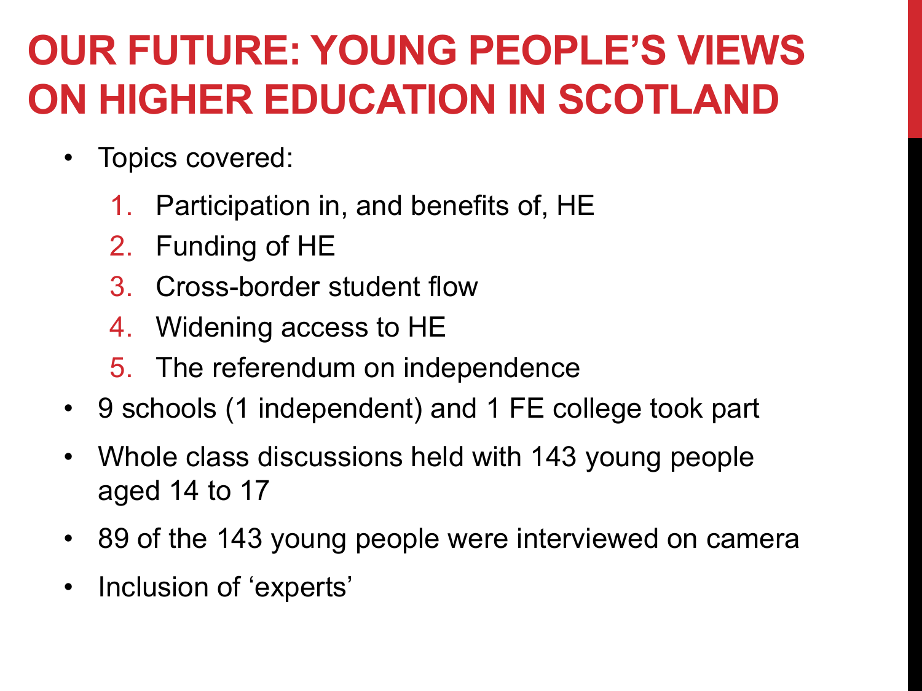# OUR FUTURE: YOUNG PEOPLE'S VIEWS ON HIGHER EDUCATION IN SCOTLAND

- Topics covered:
  1. Participation in, and benefits of, HE
  2. Funding of HE
  3. Cross-border student flow
  4. Widening access to HE
  5. The referendum on independence
- 9 schools (1 independent) and 1 FE college took part
- Whole class discussions held with 143 young people aged 14 to 17
- 89 of the 143 young people were interviewed on camera
- Inclusion of 'experts'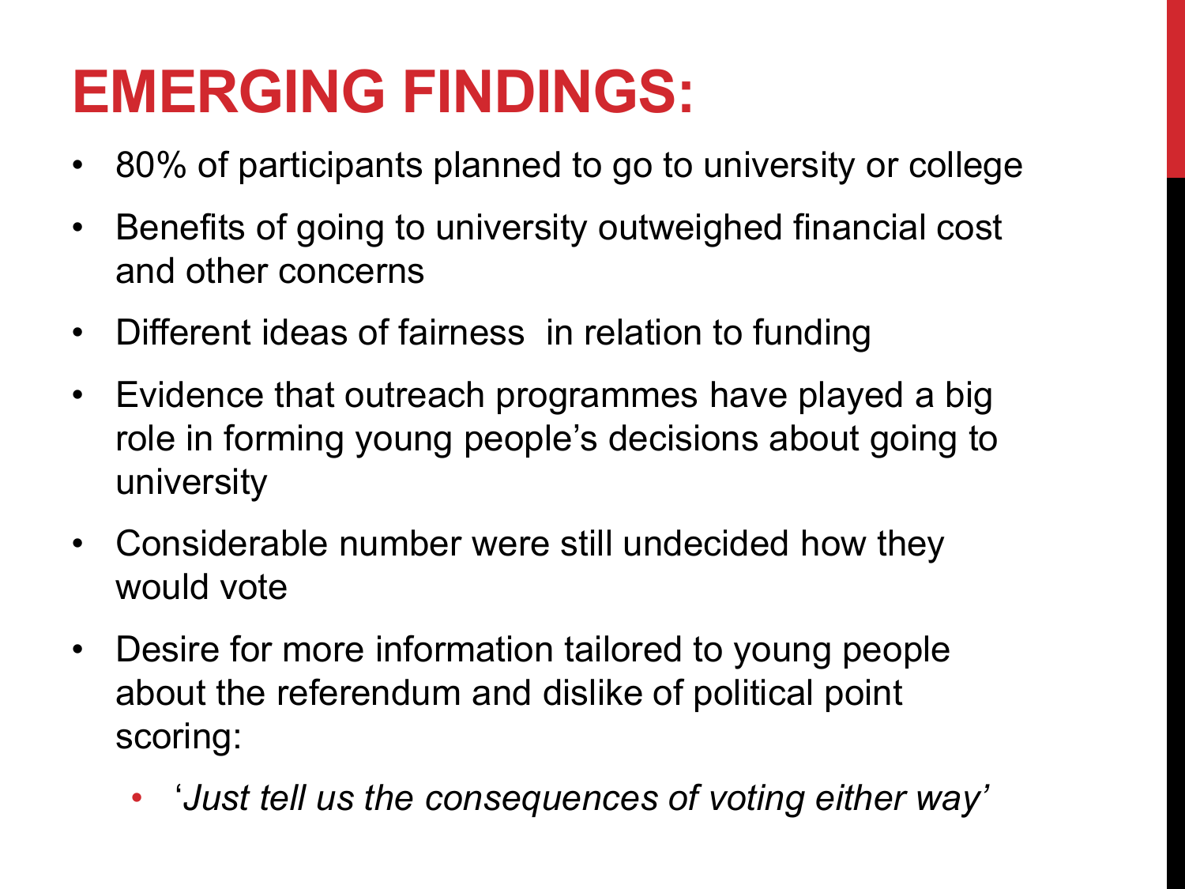# EMERGING FINDINGS:

- 80% of participants planned to go to university or college
- Benefits of going to university outweighed financial cost and other concerns
- Different ideas of fairness in relation to funding
- Evidence that outreach programmes have played a big role in forming young people's decisions about going to university
- Considerable number were still undecided how they would vote
- Desire for more information tailored to young people about the referendum and dislike of political point scoring:
  - '*Just tell us the consequences of voting either way'*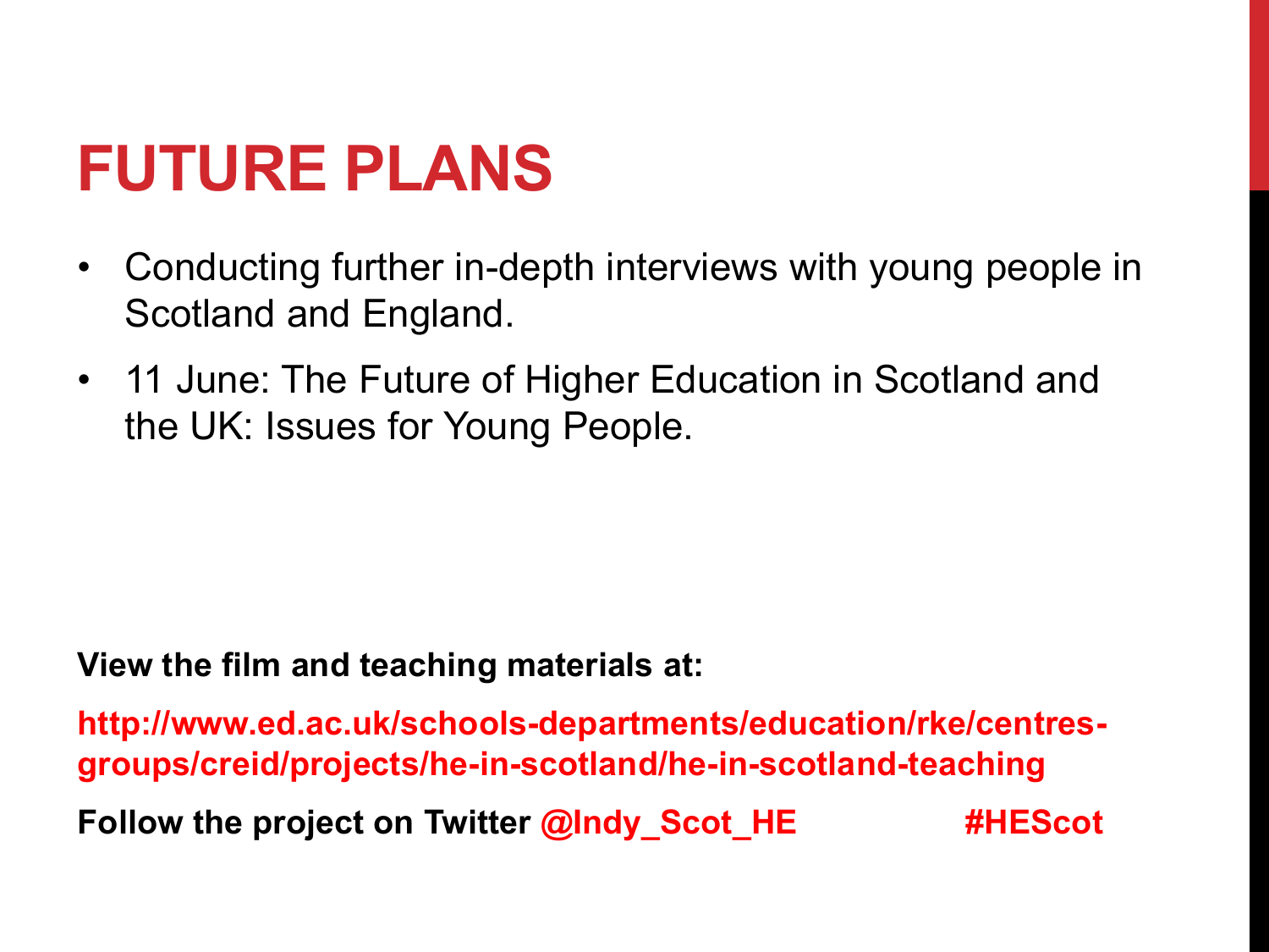# FUTURE PLANS

- Conducting further in-depth interviews with young people in Scotland and England.
- 11 June: The Future of Higher Education in Scotland and the UK: Issues for Young People.

**View the film and teaching materials at:**

**http://www.ed.ac.uk/schools-departments/education/rke/centres-groups/creid/projects/he-in-scotland/he-in-scotland-teaching**

**Follow the project on Twitter @Indy_Scot_HE #HEScot**